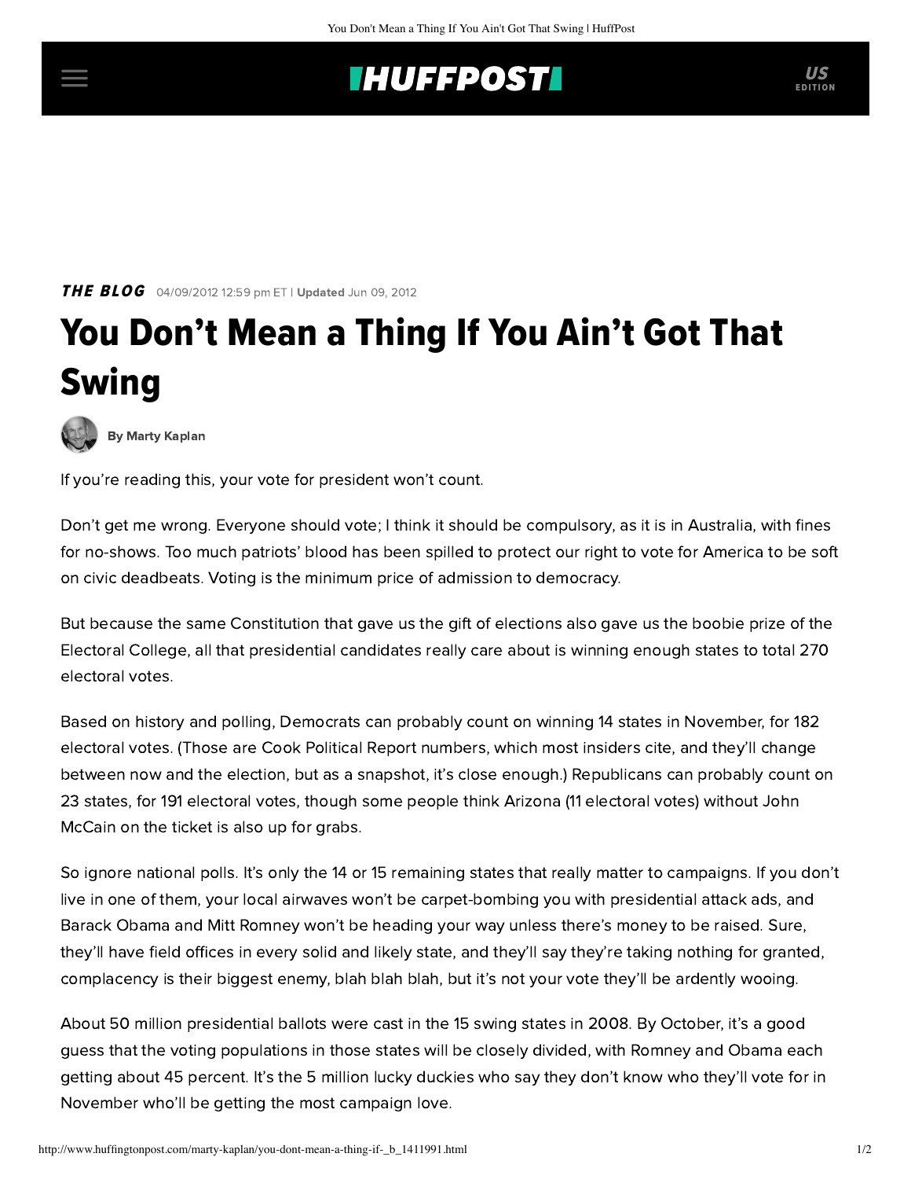THE BLOG 04/09/2012 12:59 pm ET | Updated Jun 09, 2012

# You Don't Mean a Thing If You Ain't Got That Swing

By Marty Kaplan

If you're reading this, your vote for president won't count.

Don't get me wrong. Everyone should vote; I think it should be compulsory, as it is in Australia, with fines for no-shows. Too much patriots' blood has been spilled to protect our right to vote for America to be soft on civic deadbeats. Voting is the minimum price of admission to democracy.

But because the same Constitution that gave us the gift of elections also gave us the boobie prize of the Electoral College, all that presidential candidates really care about is winning enough states to total 270 electoral votes.

Based on history and polling, Democrats can probably count on winning 14 states in November, for 182 electoral votes. (Those are Cook Political Report numbers, which most insiders cite, and they'll change between now and the election, but as a snapshot, it's close enough.) Republicans can probably count on 23 states, for 191 electoral votes, though some people think Arizona (11 electoral votes) without John McCain on the ticket is also up for grabs.

So ignore national polls. It's only the 14 or 15 remaining states that really matter to campaigns. If you don't live in one of them, your local airwaves won't be carpet-bombing you with presidential attack ads, and Barack Obama and Mitt Romney won't be heading your way unless there's money to be raised. Sure, they'll have field offices in every solid and likely state, and they'll say they're taking nothing for granted, complacency is their biggest enemy, blah blah blah, but it's not your vote they'll be ardently wooing.

About 50 million presidential ballots were cast in the 15 swing states in 2008. By October, it's a good guess that the voting populations in those states will be closely divided, with Romney and Obama each getting about 45 percent. It's the 5 million lucky duckies who say they don't know who they'll vote for in November who'll be getting the most campaign love.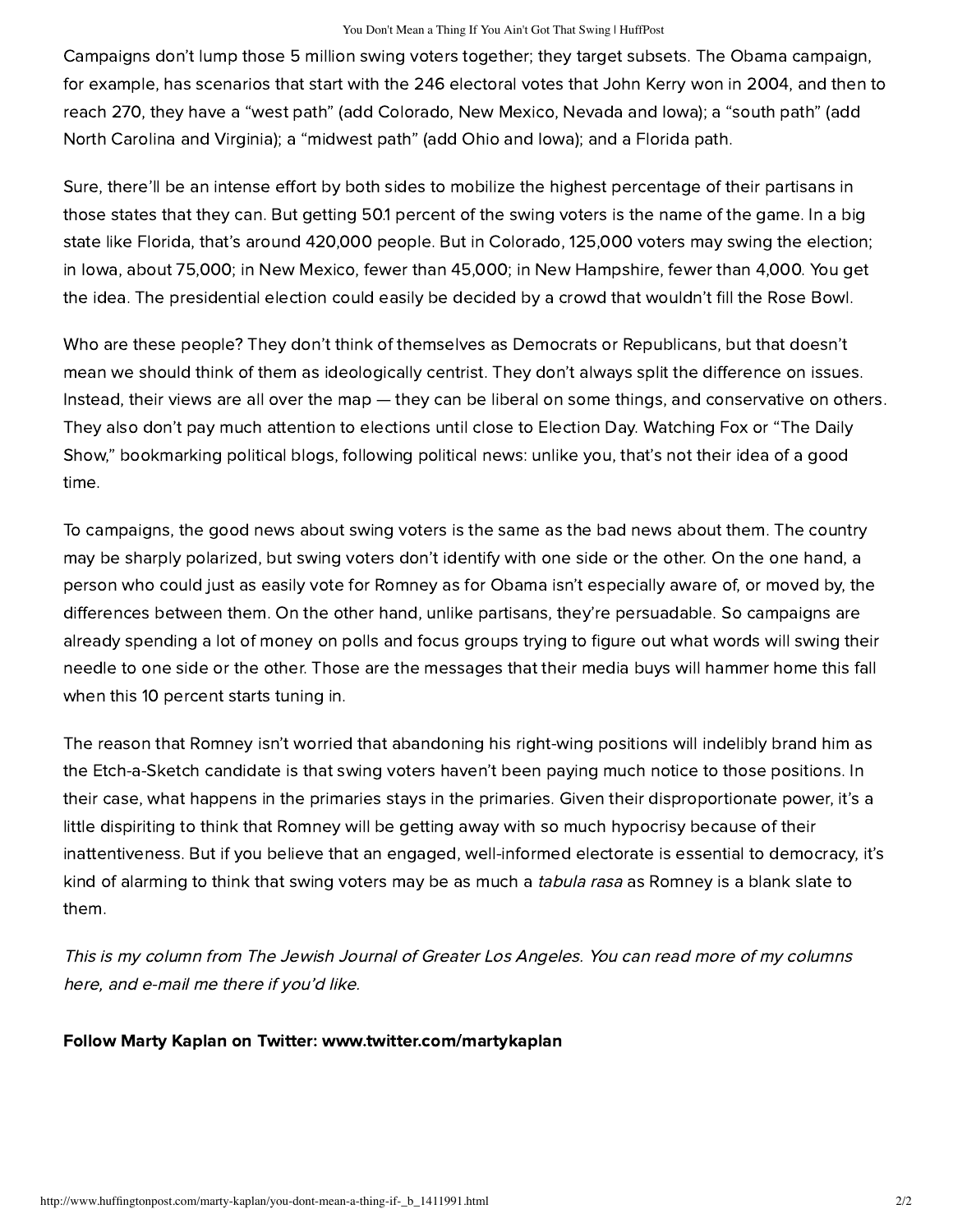Campaigns don't lump those 5 million swing voters together; they target subsets. The Obama campaign, for example, has scenarios that start with the 246 electoral votes that John Kerry won in 2004, and then to reach 270, they have a "west path" (add Colorado, New Mexico, Nevada and Iowa); a "south path" (add North Carolina and Virginia); a "midwest path" (add Ohio and Iowa); and a Florida path.

Sure, there'll be an intense effort by both sides to mobilize the highest percentage of their partisans in those states that they can. But getting 50.1 percent of the swing voters is the name of the game. In a big state like Florida, that's around 420,000 people. But in Colorado, 125,000 voters may swing the election; in Iowa, about 75,000; in New Mexico, fewer than 45,000; in New Hampshire, fewer than 4,000. You get the idea. The presidential election could easily be decided by a crowd that wouldn't fill the Rose Bowl.

Who are these people? They don't think of themselves as Democrats or Republicans, but that doesn't mean we should think of them as ideologically centrist. They don't always split the difference on issues. Instead, their views are all over the map — they can be liberal on some things, and conservative on others. They also don't pay much attention to elections until close to Election Day. Watching Fox or "The Daily Show," bookmarking political blogs, following political news: unlike you, that's not their idea of a good time.

To campaigns, the good news about swing voters is the same as the bad news about them. The country may be sharply polarized, but swing voters don't identify with one side or the other. On the one hand, a person who could just as easily vote for Romney as for Obama isn't especially aware of, or moved by, the differences between them. On the other hand, unlike partisans, they're persuadable. So campaigns are already spending a lot of money on polls and focus groups trying to figure out what words will swing their needle to one side or the other. Those are the messages that their media buys will hammer home this fall when this 10 percent starts tuning in.

The reason that Romney isn't worried that abandoning his right-wing positions will indelibly brand him as the Etch-a-Sketch candidate is that swing voters haven't been paying much notice to those positions. In their case, what happens in the primaries stays in the primaries. Given their disproportionate power, it's a little dispiriting to think that Romney will be getting away with so much hypocrisy because of their inattentiveness. But if you believe that an engaged, well-informed electorate is essential to democracy, it's kind of alarming to think that swing voters may be as much a *tabula rasa* as Romney is a blank slate to them.

*This is my column from The Jewish Journal of Greater Los Angeles. You can read more of my columns here, and e-mail me there if you'd like.*

**Follow Marty Kaplan on Twitter: www.twitter.com/martykaplan**